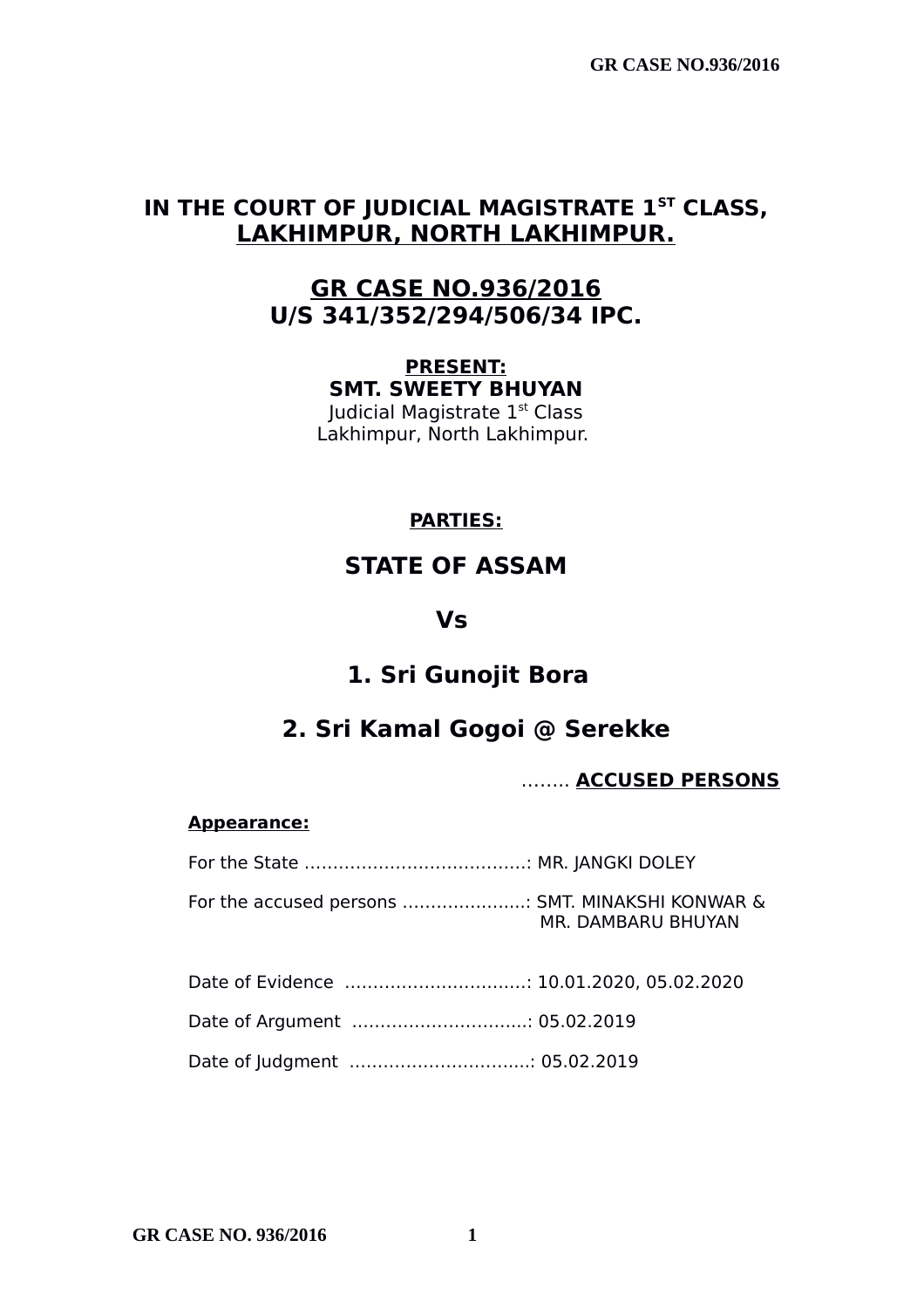# IN THE COURT OF JUDICIAL MAGISTRATE 1[ST] CLASS, LAKHIMPUR, NORTH LAKHIMPUR.

## GR CASE NO.936/2016
## U/S 341/352/294/506/34 IPC.

**PRESENT:**
**SMT. SWEETY BHUYAN**
Judicial Magistrate 1[st] Class
Lakhimpur, North Lakhimpur.

**PARTIES:**

## STATE OF ASSAM

## Vs

## 1. Sri Gunojit Bora

## 2. Sri Kamal Gogoi @ Serekke

........ **ACCUSED PERSONS**

**Appearance:**

For the State ........................................: MR. JANGKI DOLEY

For the accused persons ......................: SMT. MINAKSHI KONWAR & MR. DAMBARU BHUYAN

Date of Evidence ................................: 10.01.2020, 05.02.2020

Date of Argument ...............................: 05.02.2019

Date of Judgment ................................: 05.02.2019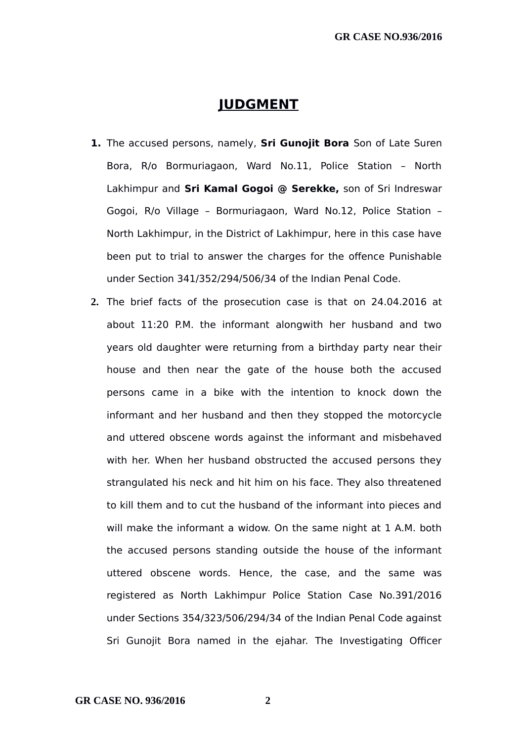# JUDGMENT

1. The accused persons, namely, **Sri Gunojit Bora** Son of Late Suren Bora, R/o Bormuriagaon, Ward No.11, Police Station – North Lakhimpur and **Sri Kamal Gogoi @ Serekke,** son of Sri Indreswar Gogoi, R/o Village – Bormuriagaon, Ward No.12, Police Station – North Lakhimpur, in the District of Lakhimpur, here in this case have been put to trial to answer the charges for the offence Punishable under Section 341/352/294/506/34 of the Indian Penal Code.

2. The brief facts of the prosecution case is that on 24.04.2016 at about 11:20 P.M. the informant alongwith her husband and two years old daughter were returning from a birthday party near their house and then near the gate of the house both the accused persons came in a bike with the intention to knock down the informant and her husband and then they stopped the motorcycle and uttered obscene words against the informant and misbehaved with her. When her husband obstructed the accused persons they strangulated his neck and hit him on his face. They also threatened to kill them and to cut the husband of the informant into pieces and will make the informant a widow. On the same night at 1 A.M. both the accused persons standing outside the house of the informant uttered obscene words. Hence, the case, and the same was registered as North Lakhimpur Police Station Case No.391/2016 under Sections 354/323/506/294/34 of the Indian Penal Code against Sri Gunojit Bora named in the ejahar. The Investigating Officer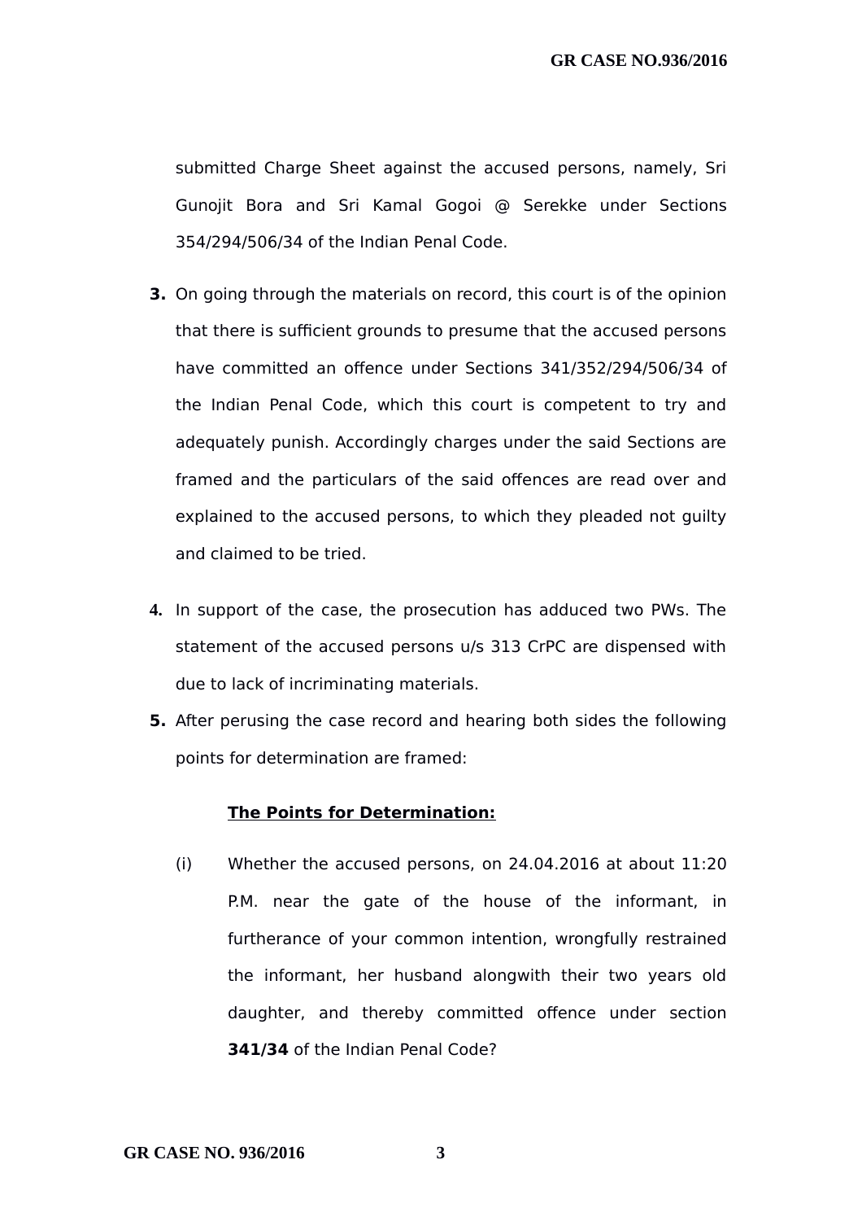submitted Charge Sheet against the accused persons, namely, Sri Gunojit Bora and Sri Kamal Gogoi @ Serekke under Sections 354/294/506/34 of the Indian Penal Code.

**3.** On going through the materials on record, this court is of the opinion that there is sufficient grounds to presume that the accused persons have committed an offence under Sections 341/352/294/506/34 of the Indian Penal Code, which this court is competent to try and adequately punish. Accordingly charges under the said Sections are framed and the particulars of the said offences are read over and explained to the accused persons, to which they pleaded not guilty and claimed to be tried.

**4.** In support of the case, the prosecution has adduced two PWs. The statement of the accused persons u/s 313 CrPC are dispensed with due to lack of incriminating materials.

**5.** After perusing the case record and hearing both sides the following points for determination are framed:

**<u>The Points for Determination:</u>**

(i) Whether the accused persons, on 24.04.2016 at about 11:20 P.M. near the gate of the house of the informant, in furtherance of your common intention, wrongfully restrained the informant, her husband alongwith their two years old daughter, and thereby committed offence under section **341/34** of the Indian Penal Code?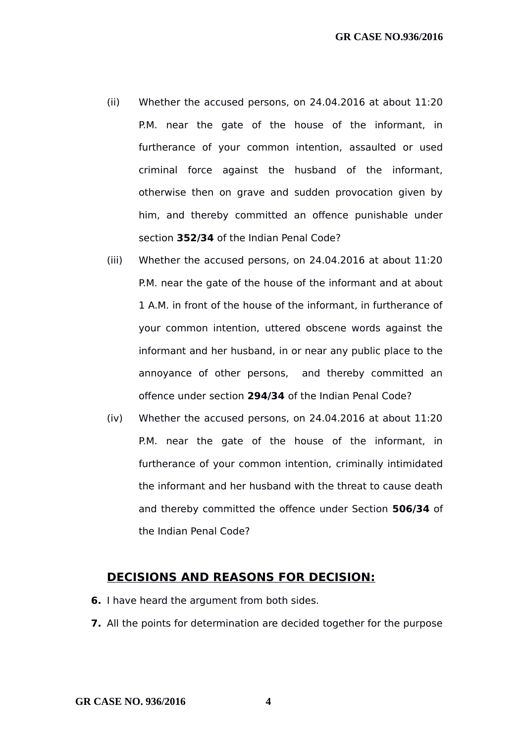(ii) Whether the accused persons, on 24.04.2016 at about 11:20 P.M. near the gate of the house of the informant, in furtherance of your common intention, assaulted or used criminal force against the husband of the informant, otherwise then on grave and sudden provocation given by him, and thereby committed an offence punishable under section **352/34** of the Indian Penal Code?

(iii) Whether the accused persons, on 24.04.2016 at about 11:20 P.M. near the gate of the house of the informant and at about 1 A.M. in front of the house of the informant, in furtherance of your common intention, uttered obscene words against the informant and her husband, in or near any public place to the annoyance of other persons, and thereby committed an offence under section **294/34** of the Indian Penal Code?

(iv) Whether the accused persons, on 24.04.2016 at about 11:20 P.M. near the gate of the house of the informant, in furtherance of your common intention, criminally intimidated the informant and her husband with the threat to cause death and thereby committed the offence under Section **506/34** of the Indian Penal Code?

## DECISIONS AND REASONS FOR DECISION:

**6.** I have heard the argument from both sides.

**7.** All the points for determination are decided together for the purpose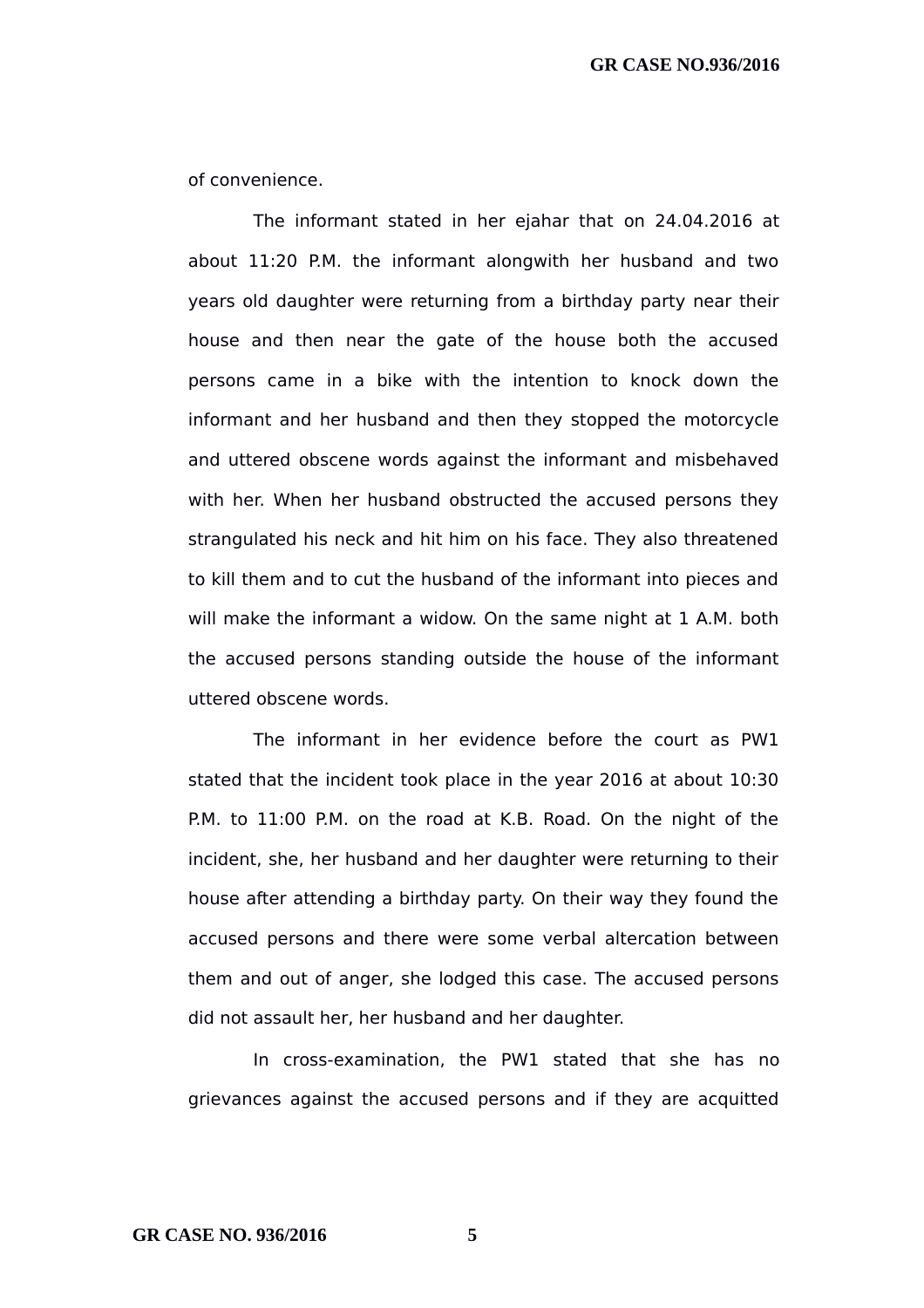of convenience.

The informant stated in her ejahar that on 24.04.2016 at about 11:20 P.M. the informant alongwith her husband and two years old daughter were returning from a birthday party near their house and then near the gate of the house both the accused persons came in a bike with the intention to knock down the informant and her husband and then they stopped the motorcycle and uttered obscene words against the informant and misbehaved with her. When her husband obstructed the accused persons they strangulated his neck and hit him on his face. They also threatened to kill them and to cut the husband of the informant into pieces and will make the informant a widow. On the same night at 1 A.M. both the accused persons standing outside the house of the informant uttered obscene words.

The informant in her evidence before the court as PW1 stated that the incident took place in the year 2016 at about 10:30 P.M. to 11:00 P.M. on the road at K.B. Road. On the night of the incident, she, her husband and her daughter were returning to their house after attending a birthday party. On their way they found the accused persons and there were some verbal altercation between them and out of anger, she lodged this case. The accused persons did not assault her, her husband and her daughter.

In cross-examination, the PW1 stated that she has no grievances against the accused persons and if they are acquitted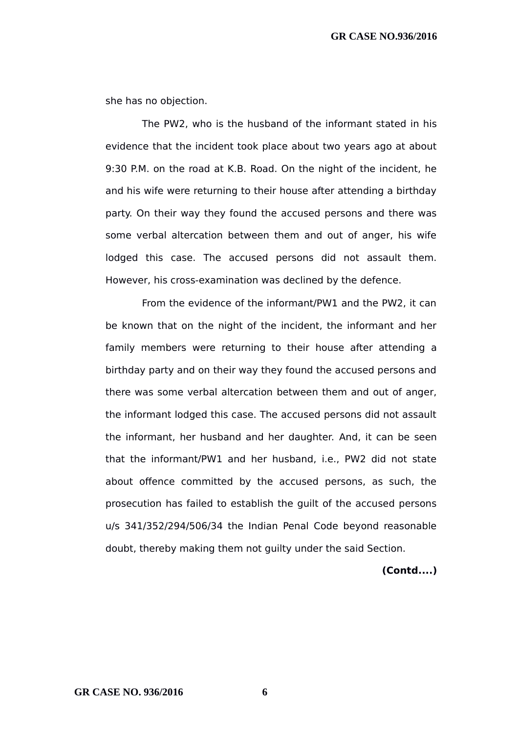she has no objection.

The PW2, who is the husband of the informant stated in his evidence that the incident took place about two years ago at about 9:30 P.M. on the road at K.B. Road. On the night of the incident, he and his wife were returning to their house after attending a birthday party. On their way they found the accused persons and there was some verbal altercation between them and out of anger, his wife lodged this case. The accused persons did not assault them. However, his cross-examination was declined by the defence.

From the evidence of the informant/PW1 and the PW2, it can be known that on the night of the incident, the informant and her family members were returning to their house after attending a birthday party and on their way they found the accused persons and there was some verbal altercation between them and out of anger, the informant lodged this case. The accused persons did not assault the informant, her husband and her daughter. And, it can be seen that the informant/PW1 and her husband, i.e., PW2 did not state about offence committed by the accused persons, as such, the prosecution has failed to establish the guilt of the accused persons u/s 341/352/294/506/34 the Indian Penal Code beyond reasonable doubt, thereby making them not guilty under the said Section.

**(Contd....)**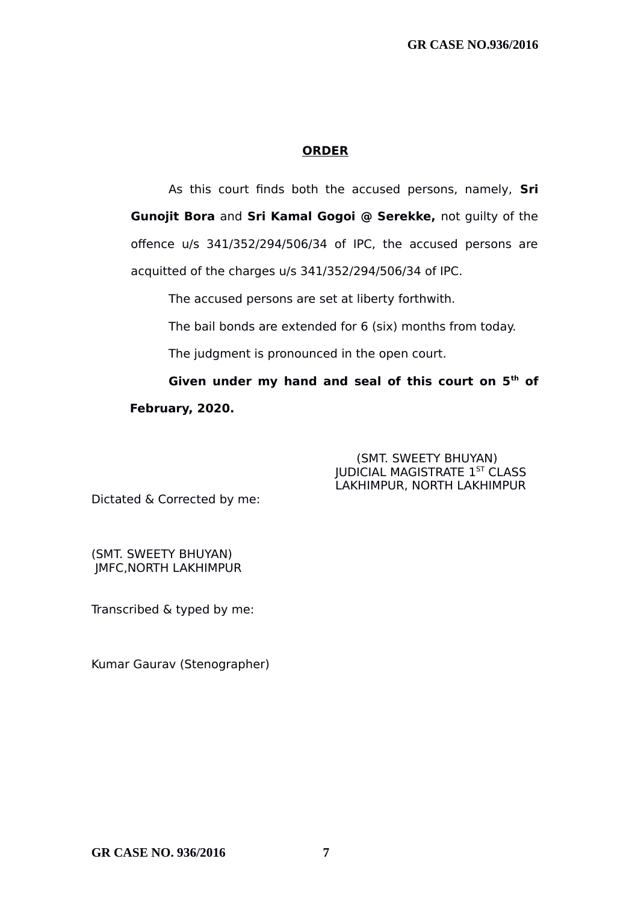## ORDER

As this court finds both the accused persons, namely, **Sri Gunojit Bora** and **Sri Kamal Gogoi @ Serekke,** not guilty of the offence u/s 341/352/294/506/34 of IPC, the accused persons are acquitted of the charges u/s 341/352/294/506/34 of IPC.

The accused persons are set at liberty forthwith.

The bail bonds are extended for 6 (six) months from today.

The judgment is pronounced in the open court.

**Given under my hand and seal of this court on 5th of February, 2020.**

(SMT. SWEETY BHUYAN)
JUDICIAL MAGISTRATE 1ST CLASS
LAKHIMPUR, NORTH LAKHIMPUR

Dictated & Corrected by me:

(SMT. SWEETY BHUYAN)
JMFC,NORTH LAKHIMPUR

Transcribed & typed by me:

Kumar Gaurav (Stenographer)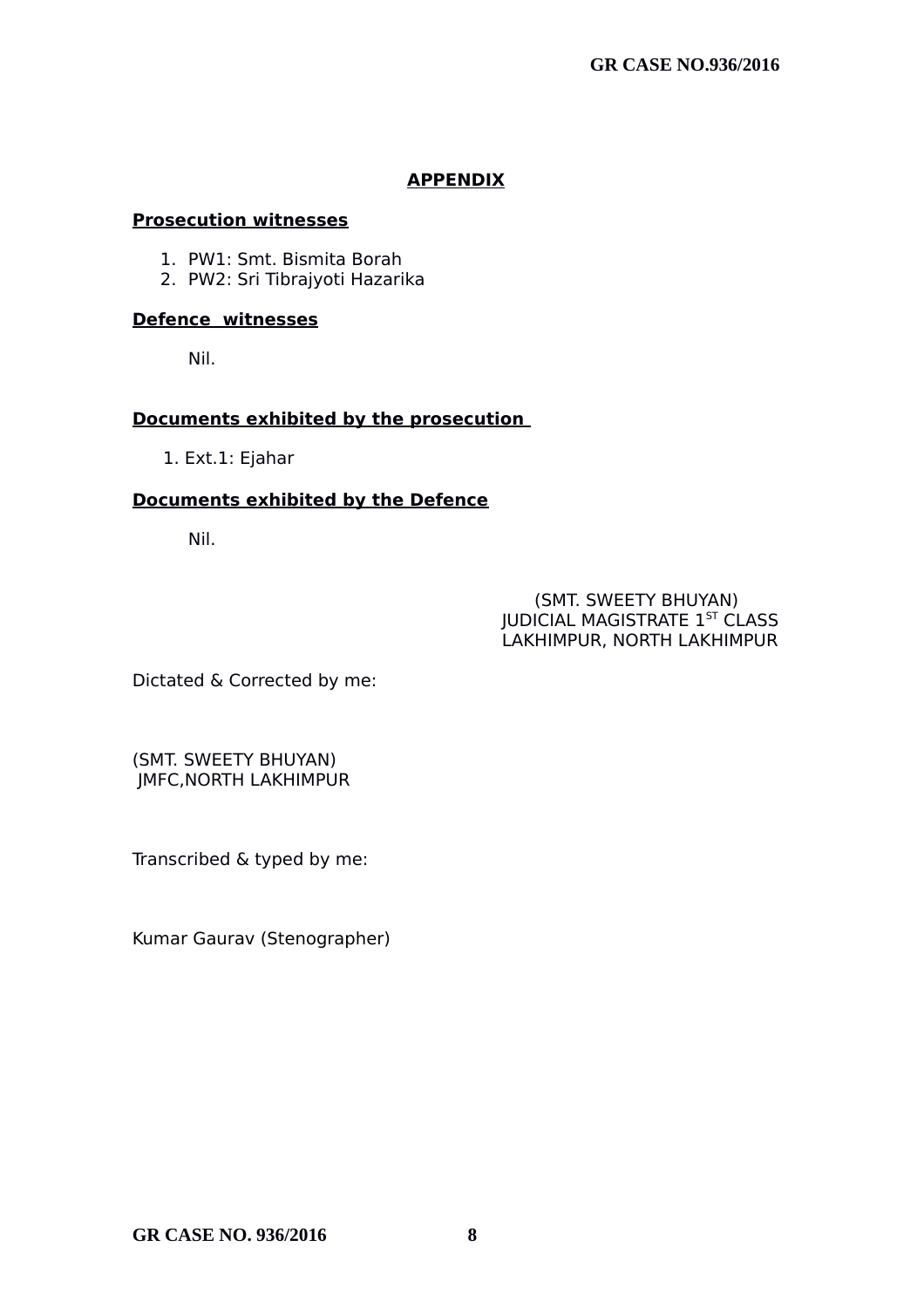## APPENDIX

**Prosecution witnesses**

1. PW1: Smt. Bismita Borah
2. PW2: Sri Tibrajyoti Hazarika

**Defence witnesses**

Nil.

**Documents exhibited by the prosecution**

1. Ext.1: Ejahar

**Documents exhibited by the Defence**

Nil.

(SMT. SWEETY BHUYAN)
JUDICIAL MAGISTRATE 1ST CLASS
LAKHIMPUR, NORTH LAKHIMPUR

Dictated & Corrected by me:

(SMT. SWEETY BHUYAN)
JMFC,NORTH LAKHIMPUR

Transcribed & typed by me:

Kumar Gaurav (Stenographer)